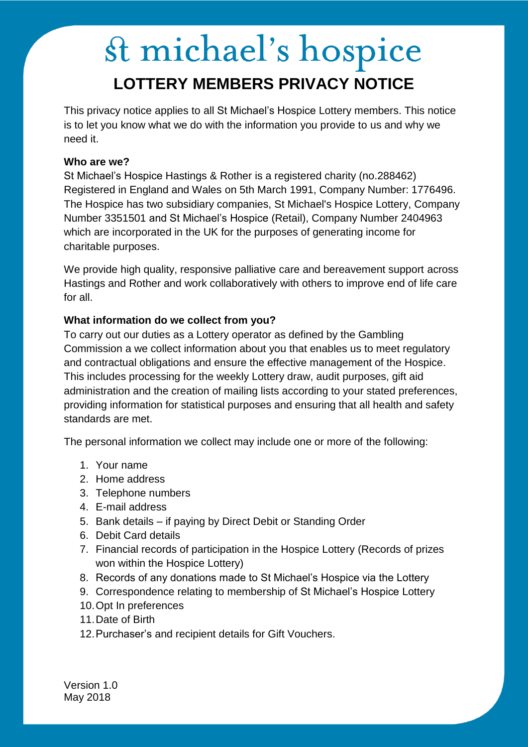# St michael's hospice

## LOTTERY MEMBERS PRIVACY NOTICE

This privacy notice applies to all St Michael's Hospice Lottery members. This notice is to let you know what we do with the information you provide to us and why we need it.

**Who are we?**

St Michael's Hospice Hastings & Rother is a registered charity (no.288462) Registered in England and Wales on 5th March 1991, Company Number: 1776496. The Hospice has two subsidiary companies, St Michael's Hospice Lottery, Company Number 3351501 and St Michael's Hospice (Retail), Company Number 2404963 which are incorporated in the UK for the purposes of generating income for charitable purposes.

We provide high quality, responsive palliative care and bereavement support across Hastings and Rother and work collaboratively with others to improve end of life care for all.

**What information do we collect from you?**

To carry out our duties as a Lottery operator as defined by the Gambling Commission a we collect information about you that enables us to meet regulatory and contractual obligations and ensure the effective management of the Hospice. This includes processing for the weekly Lottery draw, audit purposes, gift aid administration and the creation of mailing lists according to your stated preferences, providing information for statistical purposes and ensuring that all health and safety standards are met.

The personal information we collect may include one or more of the following:

1. Your name
2. Home address
3. Telephone numbers
4. E-mail address
5. Bank details – if paying by Direct Debit or Standing Order
6. Debit Card details
7. Financial records of participation in the Hospice Lottery (Records of prizes won within the Hospice Lottery)
8. Records of any donations made to St Michael's Hospice via the Lottery
9. Correspondence relating to membership of St Michael's Hospice Lottery
10. Opt In preferences
11. Date of Birth
12. Purchaser's and recipient details for Gift Vouchers.

Version 1.0
May 2018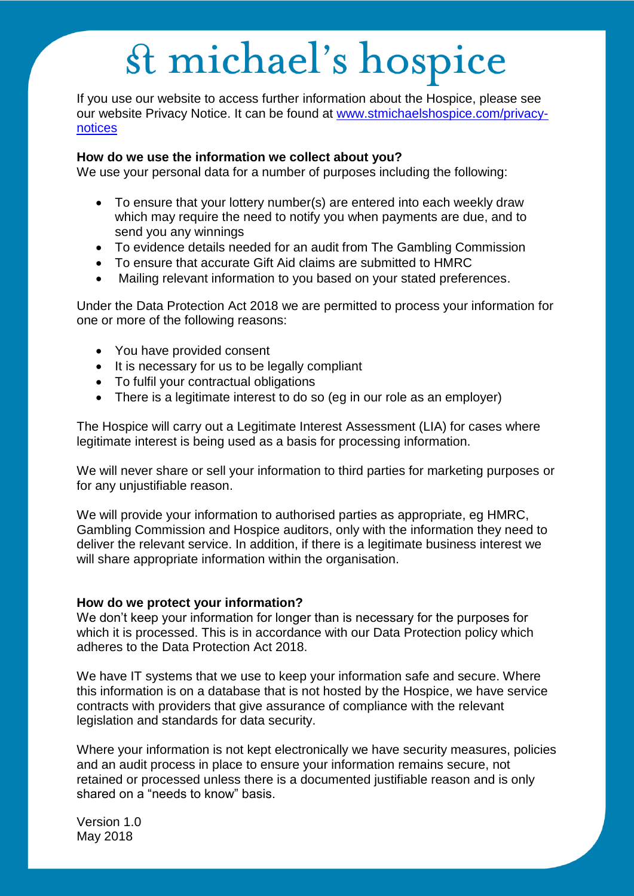# St michael's hospice

If you use our website to access further information about the Hospice, please see our website Privacy Notice. It can be found at [www.stmichaelshospice.com/privacy-notices](www.stmichaelshospice.com/privacy-notices)

**How do we use the information we collect about you?**
We use your personal data for a number of purposes including the following:

- To ensure that your lottery number(s) are entered into each weekly draw which may require the need to notify you when payments are due, and to send you any winnings
- To evidence details needed for an audit from The Gambling Commission
- To ensure that accurate Gift Aid claims are submitted to HMRC
- Mailing relevant information to you based on your stated preferences.

Under the Data Protection Act 2018 we are permitted to process your information for one or more of the following reasons:

- You have provided consent
- It is necessary for us to be legally compliant
- To fulfil your contractual obligations
- There is a legitimate interest to do so (eg in our role as an employer)

The Hospice will carry out a Legitimate Interest Assessment (LIA) for cases where legitimate interest is being used as a basis for processing information.

We will never share or sell your information to third parties for marketing purposes or for any unjustifiable reason.

We will provide your information to authorised parties as appropriate, eg HMRC, Gambling Commission and Hospice auditors, only with the information they need to deliver the relevant service. In addition, if there is a legitimate business interest we will share appropriate information within the organisation.

**How do we protect your information?**
We don't keep your information for longer than is necessary for the purposes for which it is processed. This is in accordance with our Data Protection policy which adheres to the Data Protection Act 2018.

We have IT systems that we use to keep your information safe and secure. Where this information is on a database that is not hosted by the Hospice, we have service contracts with providers that give assurance of compliance with the relevant legislation and standards for data security.

Where your information is not kept electronically we have security measures, policies and an audit process in place to ensure your information remains secure, not retained or processed unless there is a documented justifiable reason and is only shared on a "needs to know" basis.

Version 1.0
May 2018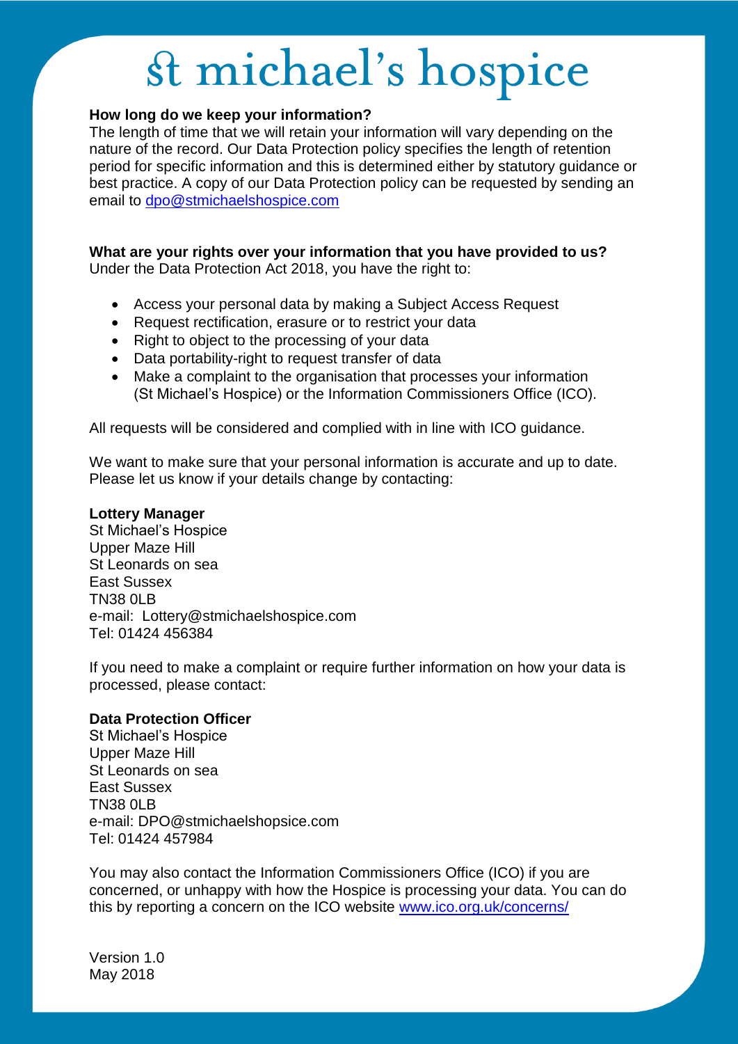# St michael's hospice

**How long do we keep your information?**
The length of time that we will retain your information will vary depending on the nature of the record. Our Data Protection policy specifies the length of retention period for specific information and this is determined either by statutory guidance or best practice. A copy of our Data Protection policy can be requested by sending an email to dpo@stmichaelshospice.com

**What are your rights over your information that you have provided to us?**
Under the Data Protection Act 2018, you have the right to:

- Access your personal data by making a Subject Access Request
- Request rectification, erasure or to restrict your data
- Right to object to the processing of your data
- Data portability-right to request transfer of data
- Make a complaint to the organisation that processes your information (St Michael's Hospice) or the Information Commissioners Office (ICO).

All requests will be considered and complied with in line with ICO guidance.

We want to make sure that your personal information is accurate and up to date. Please let us know if your details change by contacting:

**Lottery Manager**
St Michael's Hospice
Upper Maze Hill
St Leonards on sea
East Sussex
TN38 0LB
e-mail: Lottery@stmichaelshospice.com
Tel: 01424 456384

If you need to make a complaint or require further information on how your data is processed, please contact:

**Data Protection Officer**
St Michael's Hospice
Upper Maze Hill
St Leonards on sea
East Sussex
TN38 0LB
e-mail: DPO@stmichaelshopsice.com
Tel: 01424 457984

You may also contact the Information Commissioners Office (ICO) if you are concerned, or unhappy with how the Hospice is processing your data. You can do this by reporting a concern on the ICO website www.ico.org.uk/concerns/

Version 1.0
May 2018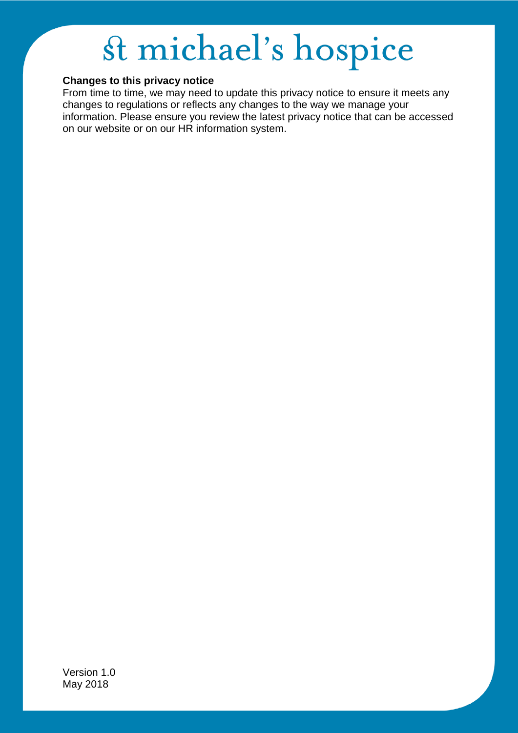st michael's hospice

**Changes to this privacy notice**

From time to time, we may need to update this privacy notice to ensure it meets any changes to regulations or reflects any changes to the way we manage your information. Please ensure you review the latest privacy notice that can be accessed on our website or on our HR information system.

Version 1.0
May 2018